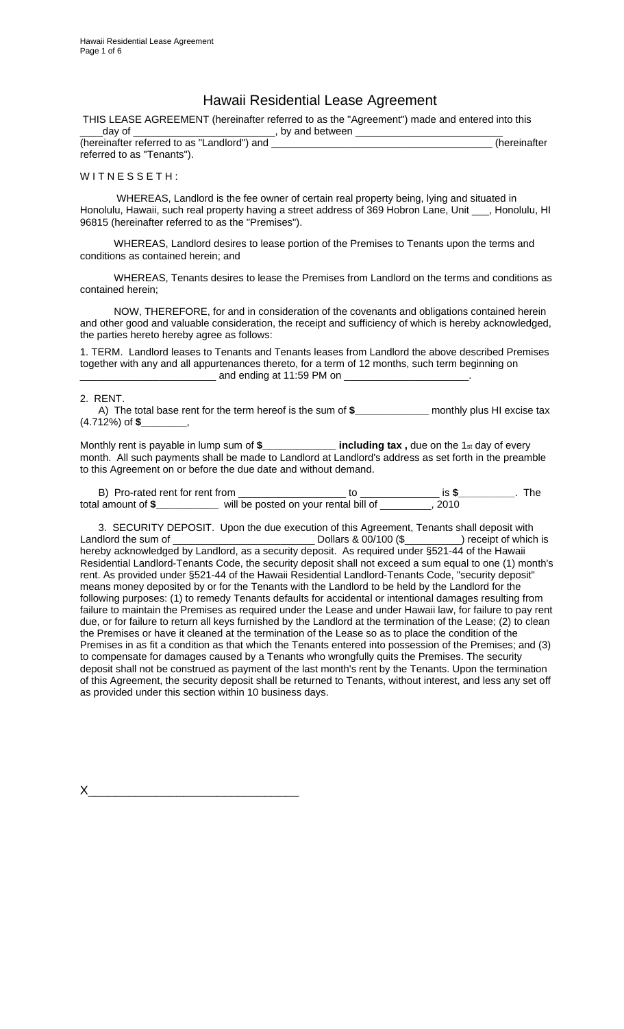# Hawaii Residential Lease Agreement

THIS LEASE AGREEMENT (hereinafter referred to as the "Agreement") made and entered into this ____day of ________________________, by and between ________________________ (hereinafter referred to as "Landlord") and ______________________________________ (hereinafter referred to as "Tenants").

W I T N E S S E T H :

WHEREAS, Landlord is the fee owner of certain real property being, lying and situated in Honolulu, Hawaii, such real property having a street address of 369 Hobron Lane, Unit ___, Honolulu, HI 96815 (hereinafter referred to as the "Premises").

WHEREAS, Landlord desires to lease portion of the Premises to Tenants upon the terms and conditions as contained herein; and

WHEREAS, Tenants desires to lease the Premises from Landlord on the terms and conditions as contained herein;

NOW, THEREFORE, for and in consideration of the covenants and obligations contained herein and other good and valuable consideration, the receipt and sufficiency of which is hereby acknowledged, the parties hereto hereby agree as follows:

1. TERM. Landlord leases to Tenants and Tenants leases from Landlord the above described Premises together with any and all appurtenances thereto, for a term of 12 months, such term beginning on ________________________ and ending at 11:59 PM on ______________________.

2. RENT.

A) The total base rent for the term hereof is the sum of **$_____________** monthly plus HI excise tax (4.712%) of **$________**,

Monthly rent is payable in lump sum of **$_____________ including tax ,** due on the 1st day of every month. All such payments shall be made to Landlord at Landlord's address as set forth in the preamble to this Agreement on or before the due date and without demand.

B) Pro-rated rent for rent from __________________ to _____________ is **$__________**. The total amount of **$___________** will be posted on your rental bill of _________, 2010

3. SECURITY DEPOSIT. Upon the due execution of this Agreement, Tenants shall deposit with Landlord the sum of ________________________ Dollars & 00/100 ($__________) receipt of which is hereby acknowledged by Landlord, as a security deposit. As required under §521-44 of the Hawaii Residential Landlord-Tenants Code, the security deposit shall not exceed a sum equal to one (1) month's rent. As provided under §521-44 of the Hawaii Residential Landlord-Tenants Code, "security deposit" means money deposited by or for the Tenants with the Landlord to be held by the Landlord for the following purposes: (1) to remedy Tenants defaults for accidental or intentional damages resulting from failure to maintain the Premises as required under the Lease and under Hawaii law, for failure to pay rent due, or for failure to return all keys furnished by the Landlord at the termination of the Lease; (2) to clean the Premises or have it cleaned at the termination of the Lease so as to place the condition of the Premises in as fit a condition as that which the Tenants entered into possession of the Premises; and (3) to compensate for damages caused by a Tenants who wrongfully quits the Premises. The security deposit shall not be construed as payment of the last month's rent by the Tenants. Upon the termination of this Agreement, the security deposit shall be returned to Tenants, without interest, and less any set off as provided under this section within 10 business days.

X________________________________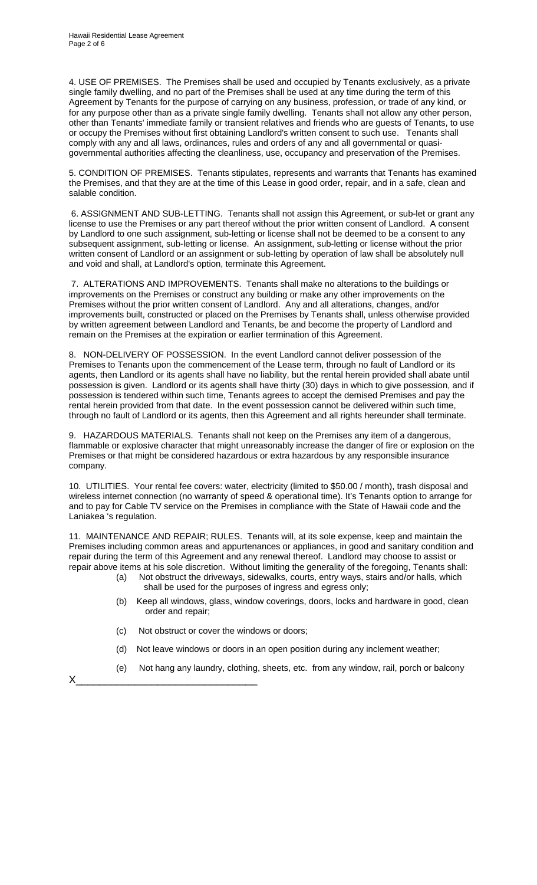4. USE OF PREMISES. The Premises shall be used and occupied by Tenants exclusively, as a private single family dwelling, and no part of the Premises shall be used at any time during the term of this Agreement by Tenants for the purpose of carrying on any business, profession, or trade of any kind, or for any purpose other than as a private single family dwelling. Tenants shall not allow any other person, other than Tenants' immediate family or transient relatives and friends who are guests of Tenants, to use or occupy the Premises without first obtaining Landlord's written consent to such use. Tenants shall comply with any and all laws, ordinances, rules and orders of any and all governmental or quasi-governmental authorities affecting the cleanliness, use, occupancy and preservation of the Premises.

5. CONDITION OF PREMISES. Tenants stipulates, represents and warrants that Tenants has examined the Premises, and that they are at the time of this Lease in good order, repair, and in a safe, clean and salable condition.

6. ASSIGNMENT AND SUB-LETTING. Tenants shall not assign this Agreement, or sub-let or grant any license to use the Premises or any part thereof without the prior written consent of Landlord. A consent by Landlord to one such assignment, sub-letting or license shall not be deemed to be a consent to any subsequent assignment, sub-letting or license. An assignment, sub-letting or license without the prior written consent of Landlord or an assignment or sub-letting by operation of law shall be absolutely null and void and shall, at Landlord's option, terminate this Agreement.

7. ALTERATIONS AND IMPROVEMENTS. Tenants shall make no alterations to the buildings or improvements on the Premises or construct any building or make any other improvements on the Premises without the prior written consent of Landlord. Any and all alterations, changes, and/or improvements built, constructed or placed on the Premises by Tenants shall, unless otherwise provided by written agreement between Landlord and Tenants, be and become the property of Landlord and remain on the Premises at the expiration or earlier termination of this Agreement.

8. NON-DELIVERY OF POSSESSION. In the event Landlord cannot deliver possession of the Premises to Tenants upon the commencement of the Lease term, through no fault of Landlord or its agents, then Landlord or its agents shall have no liability, but the rental herein provided shall abate until possession is given. Landlord or its agents shall have thirty (30) days in which to give possession, and if possession is tendered within such time, Tenants agrees to accept the demised Premises and pay the rental herein provided from that date. In the event possession cannot be delivered within such time, through no fault of Landlord or its agents, then this Agreement and all rights hereunder shall terminate.

9. HAZARDOUS MATERIALS. Tenants shall not keep on the Premises any item of a dangerous, flammable or explosive character that might unreasonably increase the danger of fire or explosion on the Premises or that might be considered hazardous or extra hazardous by any responsible insurance company.

10. UTILITIES. Your rental fee covers: water, electricity (limited to $50.00 / month), trash disposal and wireless internet connection (no warranty of speed & operational time). It's Tenants option to arrange for and to pay for Cable TV service on the Premises in compliance with the State of Hawaii code and the Laniakea 's regulation.

11. MAINTENANCE AND REPAIR; RULES. Tenants will, at its sole expense, keep and maintain the Premises including common areas and appurtenances or appliances, in good and sanitary condition and repair during the term of this Agreement and any renewal thereof. Landlord may choose to assist or repair above items at his sole discretion. Without limiting the generality of the foregoing, Tenants shall:

(a) Not obstruct the driveways, sidewalks, courts, entry ways, stairs and/or halls, which shall be used for the purposes of ingress and egress only;

(b) Keep all windows, glass, window coverings, doors, locks and hardware in good, clean order and repair;

(c) Not obstruct or cover the windows or doors;

(d) Not leave windows or doors in an open position during any inclement weather;

(e) Not hang any laundry, clothing, sheets, etc. from any window, rail, porch or balcony

X_________________________________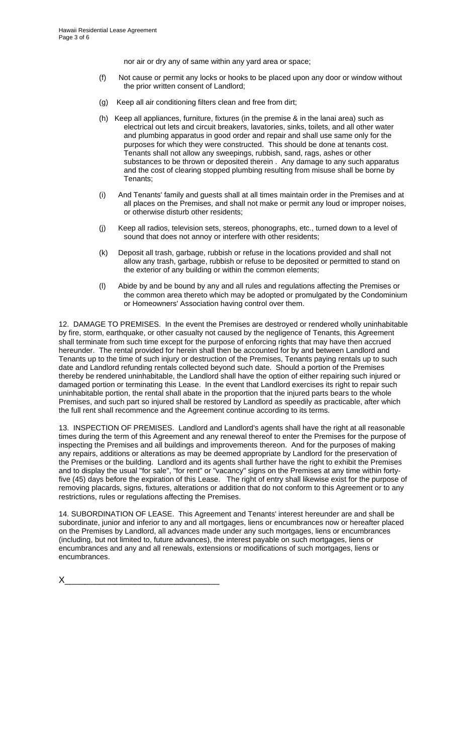nor air or dry any of same within any yard area or space;

(f) Not cause or permit any locks or hooks to be placed upon any door or window without the prior written consent of Landlord;

(g) Keep all air conditioning filters clean and free from dirt;

(h) Keep all appliances, furniture, fixtures (in the premise & in the lanai area) such as electrical out lets and circuit breakers, lavatories, sinks, toilets, and all other water and plumbing apparatus in good order and repair and shall use same only for the purposes for which they were constructed. This should be done at tenants cost. Tenants shall not allow any sweepings, rubbish, sand, rags, ashes or other substances to be thrown or deposited therein . Any damage to any such apparatus and the cost of clearing stopped plumbing resulting from misuse shall be borne by Tenants;

(i) And Tenants' family and guests shall at all times maintain order in the Premises and at all places on the Premises, and shall not make or permit any loud or improper noises, or otherwise disturb other residents;

(j) Keep all radios, television sets, stereos, phonographs, etc., turned down to a level of sound that does not annoy or interfere with other residents;

(k) Deposit all trash, garbage, rubbish or refuse in the locations provided and shall not allow any trash, garbage, rubbish or refuse to be deposited or permitted to stand on the exterior of any building or within the common elements;

(l) Abide by and be bound by any and all rules and regulations affecting the Premises or the common area thereto which may be adopted or promulgated by the Condominium or Homeowners' Association having control over them.

12. DAMAGE TO PREMISES. In the event the Premises are destroyed or rendered wholly uninhabitable by fire, storm, earthquake, or other casualty not caused by the negligence of Tenants, this Agreement shall terminate from such time except for the purpose of enforcing rights that may have then accrued hereunder. The rental provided for herein shall then be accounted for by and between Landlord and Tenants up to the time of such injury or destruction of the Premises, Tenants paying rentals up to such date and Landlord refunding rentals collected beyond such date. Should a portion of the Premises thereby be rendered uninhabitable, the Landlord shall have the option of either repairing such injured or damaged portion or terminating this Lease. In the event that Landlord exercises its right to repair such uninhabitable portion, the rental shall abate in the proportion that the injured parts bears to the whole Premises, and such part so injured shall be restored by Landlord as speedily as practicable, after which the full rent shall recommence and the Agreement continue according to its terms.

13. INSPECTION OF PREMISES. Landlord and Landlord's agents shall have the right at all reasonable times during the term of this Agreement and any renewal thereof to enter the Premises for the purpose of inspecting the Premises and all buildings and improvements thereon. And for the purposes of making any repairs, additions or alterations as may be deemed appropriate by Landlord for the preservation of the Premises or the building. Landlord and its agents shall further have the right to exhibit the Premises and to display the usual "for sale", "for rent" or "vacancy" signs on the Premises at any time within forty-five (45) days before the expiration of this Lease. The right of entry shall likewise exist for the purpose of removing placards, signs, fixtures, alterations or addition that do not conform to this Agreement or to any restrictions, rules or regulations affecting the Premises.

14. SUBORDINATION OF LEASE. This Agreement and Tenants' interest hereunder are and shall be subordinate, junior and inferior to any and all mortgages, liens or encumbrances now or hereafter placed on the Premises by Landlord, all advances made under any such mortgages, liens or encumbrances (including, but not limited to, future advances), the interest payable on such mortgages, liens or encumbrances and any and all renewals, extensions or modifications of such mortgages, liens or encumbrances.

X_______________________________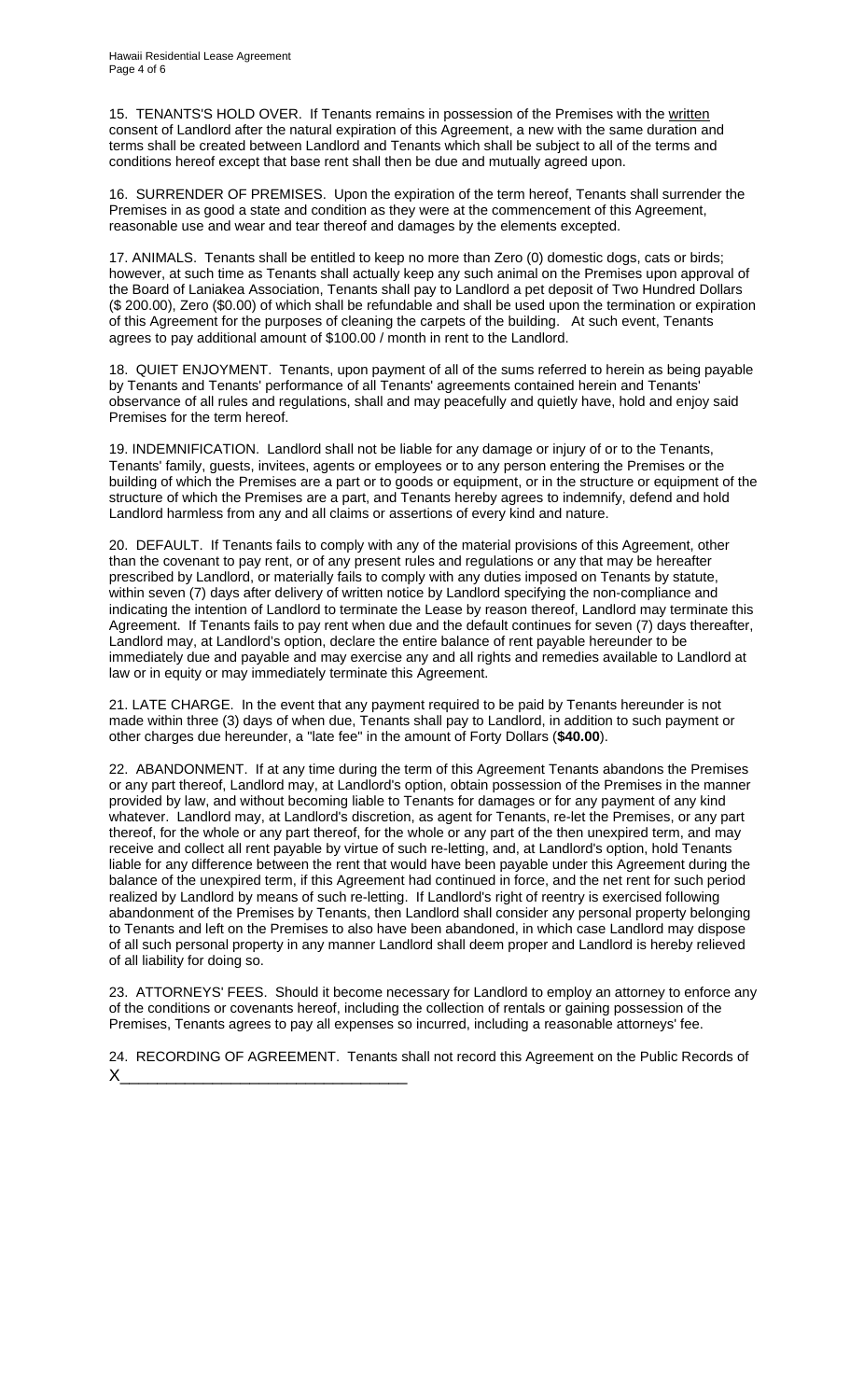15. TENANTS'S HOLD OVER. If Tenants remains in possession of the Premises with the written consent of Landlord after the natural expiration of this Agreement, a new with the same duration and terms shall be created between Landlord and Tenants which shall be subject to all of the terms and conditions hereof except that base rent shall then be due and mutually agreed upon.

16. SURRENDER OF PREMISES. Upon the expiration of the term hereof, Tenants shall surrender the Premises in as good a state and condition as they were at the commencement of this Agreement, reasonable use and wear and tear thereof and damages by the elements excepted.

17. ANIMALS. Tenants shall be entitled to keep no more than Zero (0) domestic dogs, cats or birds; however, at such time as Tenants shall actually keep any such animal on the Premises upon approval of the Board of Laniakea Association, Tenants shall pay to Landlord a pet deposit of Two Hundred Dollars ($ 200.00), Zero ($0.00) of which shall be refundable and shall be used upon the termination or expiration of this Agreement for the purposes of cleaning the carpets of the building. At such event, Tenants agrees to pay additional amount of $100.00 / month in rent to the Landlord.

18. QUIET ENJOYMENT. Tenants, upon payment of all of the sums referred to herein as being payable by Tenants and Tenants' performance of all Tenants' agreements contained herein and Tenants' observance of all rules and regulations, shall and may peacefully and quietly have, hold and enjoy said Premises for the term hereof.

19. INDEMNIFICATION. Landlord shall not be liable for any damage or injury of or to the Tenants, Tenants' family, guests, invitees, agents or employees or to any person entering the Premises or the building of which the Premises are a part or to goods or equipment, or in the structure or equipment of the structure of which the Premises are a part, and Tenants hereby agrees to indemnify, defend and hold Landlord harmless from any and all claims or assertions of every kind and nature.

20. DEFAULT. If Tenants fails to comply with any of the material provisions of this Agreement, other than the covenant to pay rent, or of any present rules and regulations or any that may be hereafter prescribed by Landlord, or materially fails to comply with any duties imposed on Tenants by statute, within seven (7) days after delivery of written notice by Landlord specifying the non-compliance and indicating the intention of Landlord to terminate the Lease by reason thereof, Landlord may terminate this Agreement. If Tenants fails to pay rent when due and the default continues for seven (7) days thereafter, Landlord may, at Landlord's option, declare the entire balance of rent payable hereunder to be immediately due and payable and may exercise any and all rights and remedies available to Landlord at law or in equity or may immediately terminate this Agreement.

21. LATE CHARGE. In the event that any payment required to be paid by Tenants hereunder is not made within three (3) days of when due, Tenants shall pay to Landlord, in addition to such payment or other charges due hereunder, a "late fee" in the amount of Forty Dollars (**$40.00**).

22. ABANDONMENT. If at any time during the term of this Agreement Tenants abandons the Premises or any part thereof, Landlord may, at Landlord's option, obtain possession of the Premises in the manner provided by law, and without becoming liable to Tenants for damages or for any payment of any kind whatever. Landlord may, at Landlord's discretion, as agent for Tenants, re-let the Premises, or any part thereof, for the whole or any part thereof, for the whole or any part of the then unexpired term, and may receive and collect all rent payable by virtue of such re-letting, and, at Landlord's option, hold Tenants liable for any difference between the rent that would have been payable under this Agreement during the balance of the unexpired term, if this Agreement had continued in force, and the net rent for such period realized by Landlord by means of such re-letting. If Landlord's right of reentry is exercised following abandonment of the Premises by Tenants, then Landlord shall consider any personal property belonging to Tenants and left on the Premises to also have been abandoned, in which case Landlord may dispose of all such personal property in any manner Landlord shall deem proper and Landlord is hereby relieved of all liability for doing so.

23. ATTORNEYS' FEES. Should it become necessary for Landlord to employ an attorney to enforce any of the conditions or covenants hereof, including the collection of rentals or gaining possession of the Premises, Tenants agrees to pay all expenses so incurred, including a reasonable attorneys' fee.

24. RECORDING OF AGREEMENT. Tenants shall not record this Agreement on the Public Records of

X_________________________________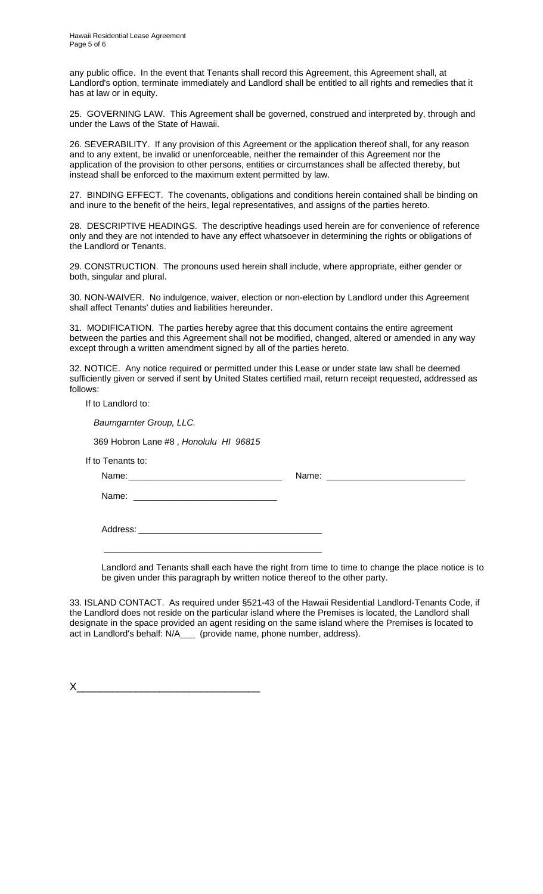any public office. In the event that Tenants shall record this Agreement, this Agreement shall, at Landlord's option, terminate immediately and Landlord shall be entitled to all rights and remedies that it has at law or in equity.

25. GOVERNING LAW. This Agreement shall be governed, construed and interpreted by, through and under the Laws of the State of Hawaii.

26. SEVERABILITY. If any provision of this Agreement or the application thereof shall, for any reason and to any extent, be invalid or unenforceable, neither the remainder of this Agreement nor the application of the provision to other persons, entities or circumstances shall be affected thereby, but instead shall be enforced to the maximum extent permitted by law.

27. BINDING EFFECT. The covenants, obligations and conditions herein contained shall be binding on and inure to the benefit of the heirs, legal representatives, and assigns of the parties hereto.

28. DESCRIPTIVE HEADINGS. The descriptive headings used herein are for convenience of reference only and they are not intended to have any effect whatsoever in determining the rights or obligations of the Landlord or Tenants.

29. CONSTRUCTION. The pronouns used herein shall include, where appropriate, either gender or both, singular and plural.

30. NON-WAIVER. No indulgence, waiver, election or non-election by Landlord under this Agreement shall affect Tenants' duties and liabilities hereunder.

31. MODIFICATION. The parties hereby agree that this document contains the entire agreement between the parties and this Agreement shall not be modified, changed, altered or amended in any way except through a written amendment signed by all of the parties hereto.

32. NOTICE. Any notice required or permitted under this Lease or under state law shall be deemed sufficiently given or served if sent by United States certified mail, return receipt requested, addressed as follows:

If to Landlord to:

*Baumgarnter Group, LLC.*

369 Hobron Lane #8 , *Honolulu HI 96815*

If to Tenants to:

Name: ______________________________ Name: ____________________________

Name: ____________________________

Address: ____________________________________

____________________________________________

Landlord and Tenants shall each have the right from time to time to change the place notice is to be given under this paragraph by written notice thereof to the other party.

33. ISLAND CONTACT. As required under §521-43 of the Hawaii Residential Landlord-Tenants Code, if the Landlord does not reside on the particular island where the Premises is located, the Landlord shall designate in the space provided an agent residing on the same island where the Premises is located to act in Landlord's behalf: N/A___ (provide name, phone number, address).

X________________________________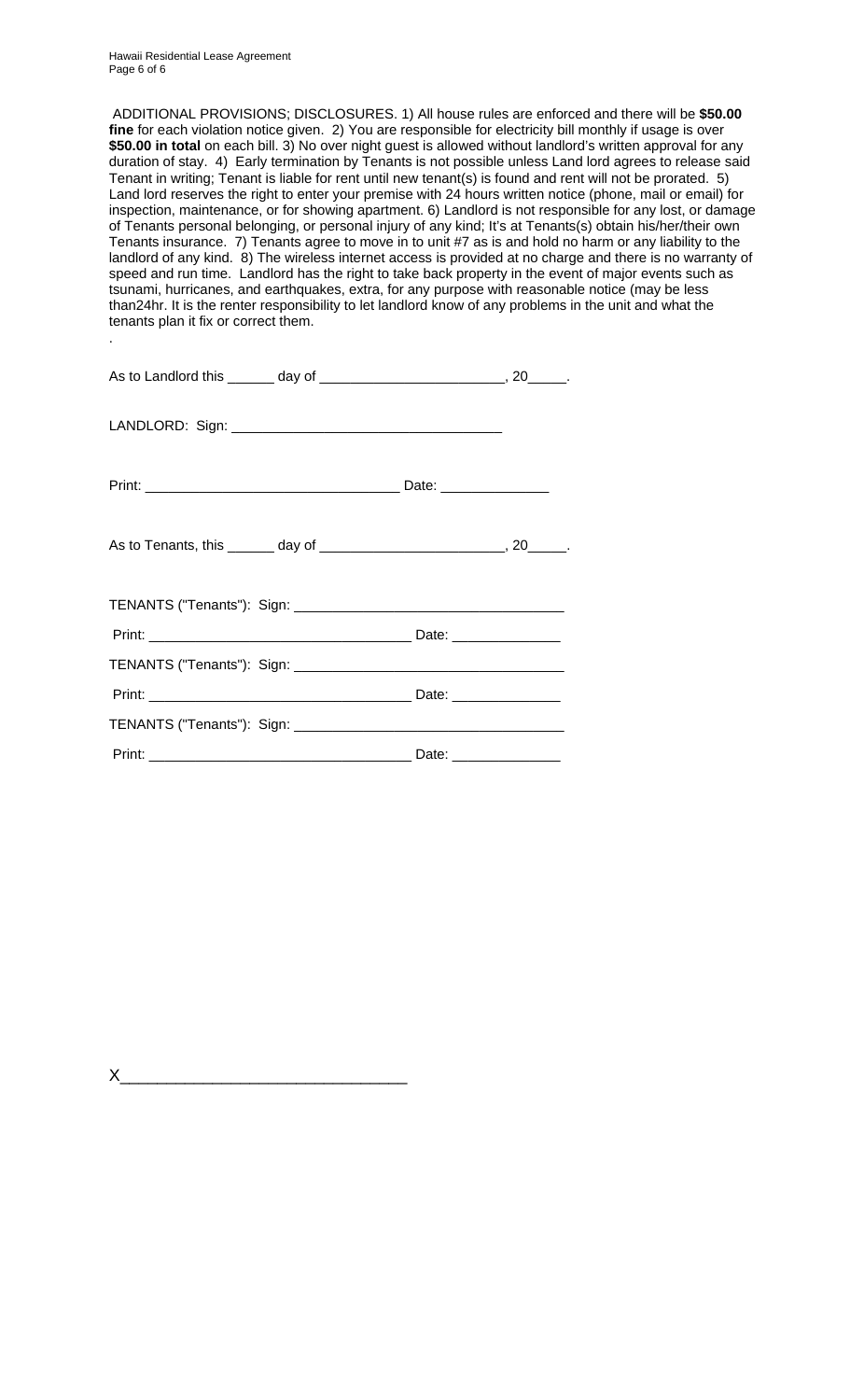ADDITIONAL PROVISIONS; DISCLOSURES. 1) All house rules are enforced and there will be **$50.00 fine** for each violation notice given. 2) You are responsible for electricity bill monthly if usage is over **$50.00 in total** on each bill. 3) No over night guest is allowed without landlord's written approval for any duration of stay. 4) Early termination by Tenants is not possible unless Land lord agrees to release said Tenant in writing; Tenant is liable for rent until new tenant(s) is found and rent will not be prorated. 5) Land lord reserves the right to enter your premise with 24 hours written notice (phone, mail or email) for inspection, maintenance, or for showing apartment. 6) Landlord is not responsible for any lost, or damage of Tenants personal belonging, or personal injury of any kind; It's at Tenants(s) obtain his/her/their own Tenants insurance. 7) Tenants agree to move in to unit #7 as is and hold no harm or any liability to the landlord of any kind. 8) The wireless internet access is provided at no charge and there is no warranty of speed and run time. Landlord has the right to take back property in the event of major events such as tsunami, hurricanes, and earthquakes, extra, for any purpose with reasonable notice (may be less than24hr. It is the renter responsibility to let landlord know of any problems in the unit and what the tenants plan it fix or correct them.

.

As to Landlord this ______ day of _______________________, 20_____.

LANDLORD: Sign: _________________________________

Print: _______________________________ Date: ______________

As to Tenants, this ______ day of _______________________, 20_____.

TENANTS ("Tenants"): Sign: _________________________________

Print: _______________________________ Date: ______________

TENANTS ("Tenants"): Sign: _________________________________

Print: _______________________________ Date: ______________

TENANTS ("Tenants"): Sign: _________________________________

Print: _______________________________ Date: ______________

X_______________________________